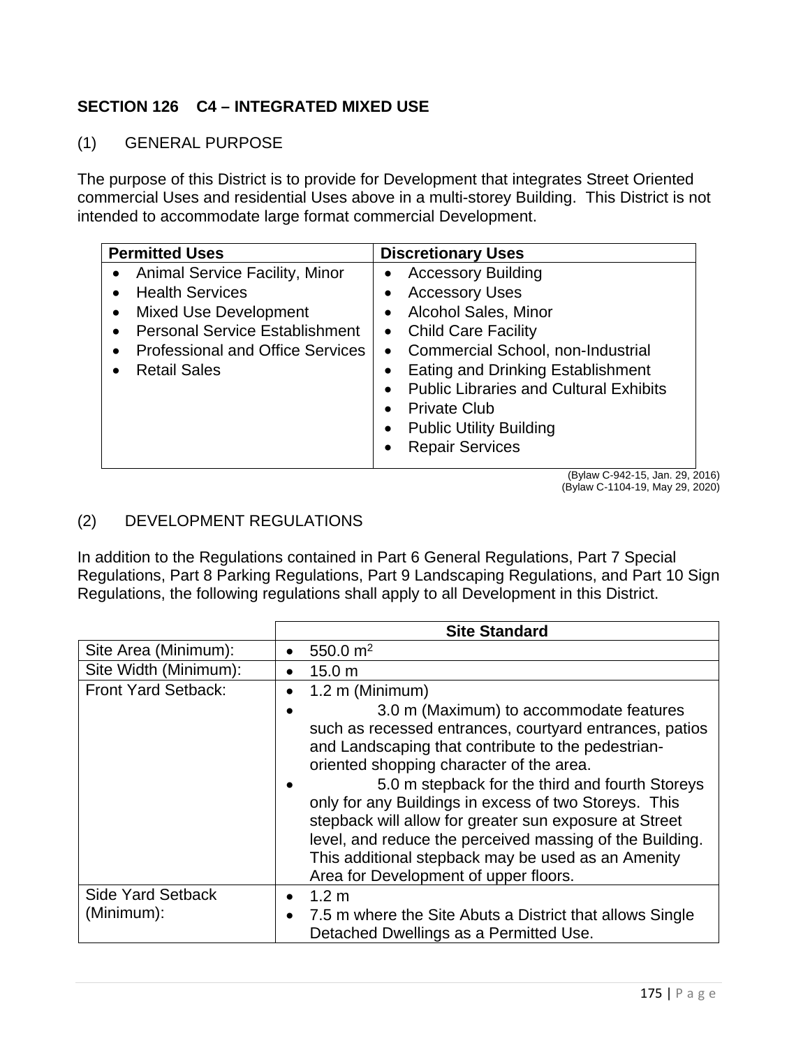## SECTION 126 C4 – INTEGRATED MIXED USE

### (1) GENERAL PURPOSE

The purpose of this District is to provide for Development that integrates Street Oriented commercial Uses and residential Uses above in a multi-storey Building. This District is not intended to accommodate large format commercial Development.

| Permitted Uses | Discretionary Uses |
|---|---|
| • Animal Service Facility, Minor<br>• Health Services<br>• Mixed Use Development<br>• Personal Service Establishment<br>• Professional and Office Services<br>• Retail Sales | • Accessory Building<br>• Accessory Uses<br>• Alcohol Sales, Minor<br>• Child Care Facility<br>• Commercial School, non-Industrial<br>• Eating and Drinking Establishment<br>• Public Libraries and Cultural Exhibits<br>• Private Club<br>• Public Utility Building<br>• Repair Services |

(Bylaw C-942-15, Jan. 29, 2016)
(Bylaw C-1104-19, May 29, 2020)

### (2) DEVELOPMENT REGULATIONS

In addition to the Regulations contained in Part 6 General Regulations, Part 7 Special Regulations, Part 8 Parking Regulations, Part 9 Landscaping Regulations, and Part 10 Sign Regulations, the following regulations shall apply to all Development in this District.

| | Site Standard |
|---|---|
| Site Area (Minimum): | • 550.0 $m^2$ |
| Site Width (Minimum): | • 15.0 m |
| Front Yard Setback: | • 1.2 m (Minimum)<br>• 3.0 m (Maximum) to accommodate features such as recessed entrances, courtyard entrances, patios and Landscaping that contribute to the pedestrian-oriented shopping character of the area.<br>• 5.0 m stepback for the third and fourth Storeys only for any Buildings in excess of two Storeys. This stepback will allow for greater sun exposure at Street level, and reduce the perceived massing of the Building. This additional stepback may be used as an Amenity Area for Development of upper floors. |
| Side Yard Setback (Minimum): | • 1.2 m<br>• 7.5 m where the Site Abuts a District that allows Single Detached Dwellings as a Permitted Use. |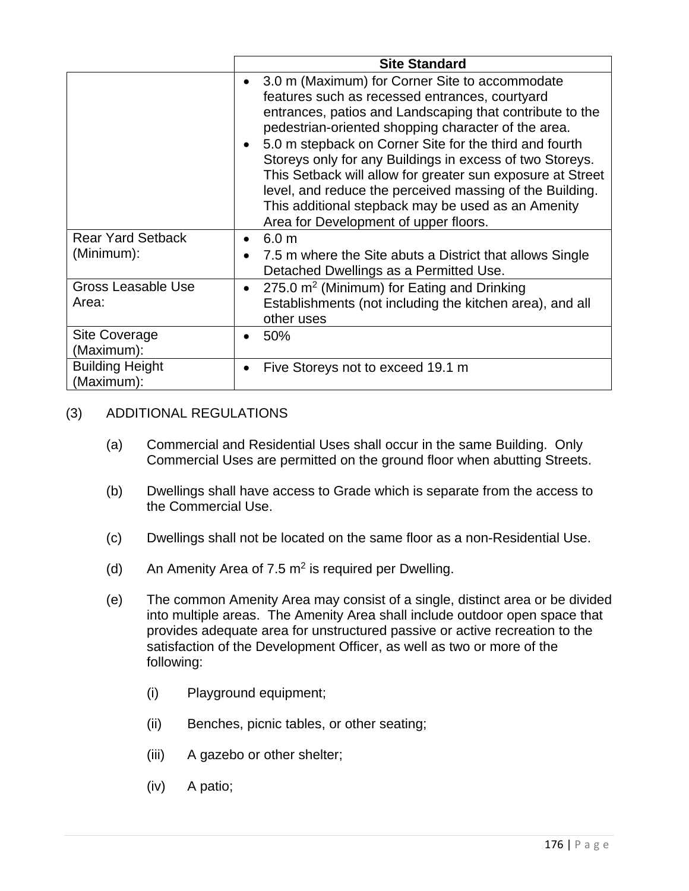| | Site Standard |
|---|---|
| | • 3.0 m (Maximum) for Corner Site to accommodate features such as recessed entrances, courtyard entrances, patios and Landscaping that contribute to the pedestrian-oriented shopping character of the area.<br>• 5.0 m stepback on Corner Site for the third and fourth Storeys only for any Buildings in excess of two Storeys. This Setback will allow for greater sun exposure at Street level, and reduce the perceived massing of the Building. This additional stepback may be used as an Amenity Area for Development of upper floors. |
| Rear Yard Setback (Minimum): | • 6.0 m<br>• 7.5 m where the Site abuts a District that allows Single Detached Dwellings as a Permitted Use. |
| Gross Leasable Use Area: | • 275.0 $m^2$ (Minimum) for Eating and Drinking Establishments (not including the kitchen area), and all other uses |
| Site Coverage (Maximum): | • 50% |
| Building Height (Maximum): | • Five Storeys not to exceed 19.1 m |

(3) ADDITIONAL REGULATIONS

(a) Commercial and Residential Uses shall occur in the same Building. Only Commercial Uses are permitted on the ground floor when abutting Streets.

(b) Dwellings shall have access to Grade which is separate from the access to the Commercial Use.

(c) Dwellings shall not be located on the same floor as a non-Residential Use.

(d) An Amenity Area of 7.5 $m^2$ is required per Dwelling.

(e) The common Amenity Area may consist of a single, distinct area or be divided into multiple areas. The Amenity Area shall include outdoor open space that provides adequate area for unstructured passive or active recreation to the satisfaction of the Development Officer, as well as two or more of the following:

(i) Playground equipment;

(ii) Benches, picnic tables, or other seating;

(iii) A gazebo or other shelter;

(iv) A patio;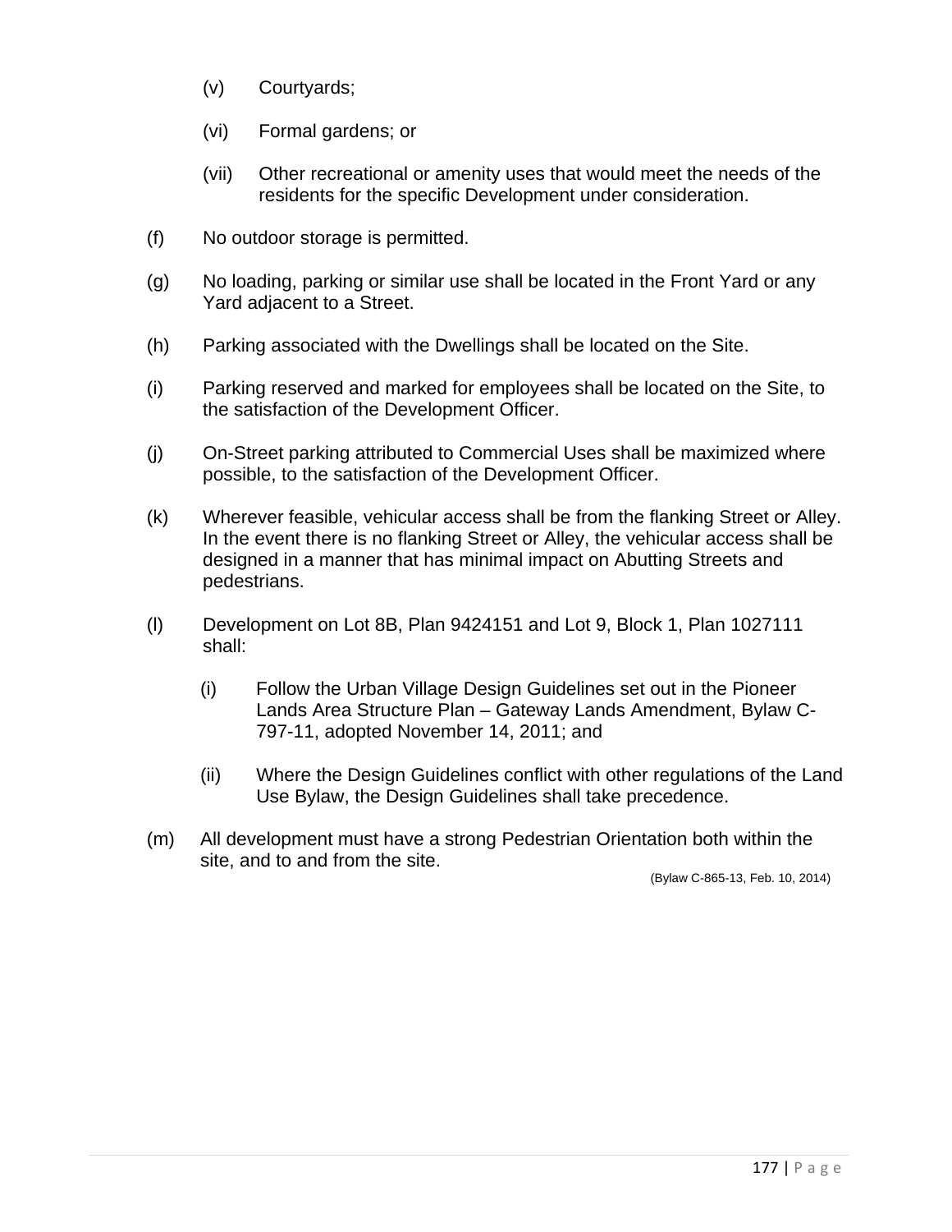(v) Courtyards;

(vi) Formal gardens; or

(vii) Other recreational or amenity uses that would meet the needs of the residents for the specific Development under consideration.

(f) No outdoor storage is permitted.

(g) No loading, parking or similar use shall be located in the Front Yard or any Yard adjacent to a Street.

(h) Parking associated with the Dwellings shall be located on the Site.

(i) Parking reserved and marked for employees shall be located on the Site, to the satisfaction of the Development Officer.

(j) On-Street parking attributed to Commercial Uses shall be maximized where possible, to the satisfaction of the Development Officer.

(k) Wherever feasible, vehicular access shall be from the flanking Street or Alley. In the event there is no flanking Street or Alley, the vehicular access shall be designed in a manner that has minimal impact on Abutting Streets and pedestrians.

(l) Development on Lot 8B, Plan 9424151 and Lot 9, Block 1, Plan 1027111 shall:

(i) Follow the Urban Village Design Guidelines set out in the Pioneer Lands Area Structure Plan – Gateway Lands Amendment, Bylaw C-797-11, adopted November 14, 2011; and

(ii) Where the Design Guidelines conflict with other regulations of the Land Use Bylaw, the Design Guidelines shall take precedence.

(m) All development must have a strong Pedestrian Orientation both within the site, and to and from the site.

(Bylaw C-865-13, Feb. 10, 2014)